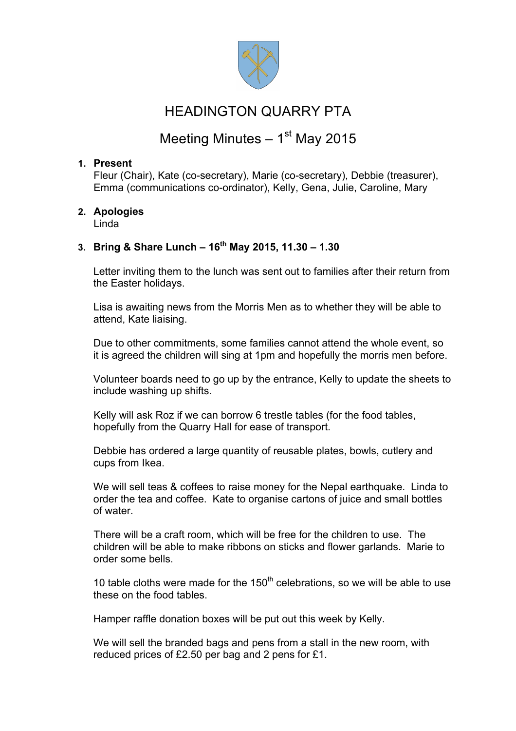# HEADINGTON QUARRY PTA

## Meeting Minutes – 1st May 2015

1. **Present**
   Fleur (Chair), Kate (co-secretary), Marie (co-secretary), Debbie (treasurer), Emma (communications co-ordinator), Kelly, Gena, Julie, Caroline, Mary

2. **Apologies**
   Linda

3. **Bring & Share Lunch – 16th May 2015, 11.30 – 1.30**

   Letter inviting them to the lunch was sent out to families after their return from the Easter holidays.

   Lisa is awaiting news from the Morris Men as to whether they will be able to attend, Kate liaising.

   Due to other commitments, some families cannot attend the whole event, so it is agreed the children will sing at 1pm and hopefully the morris men before.

   Volunteer boards need to go up by the entrance, Kelly to update the sheets to include washing up shifts.

   Kelly will ask Roz if we can borrow 6 trestle tables (for the food tables, hopefully from the Quarry Hall for ease of transport.

   Debbie has ordered a large quantity of reusable plates, bowls, cutlery and cups from Ikea.

   We will sell teas & coffees to raise money for the Nepal earthquake. Linda to order the tea and coffee. Kate to organise cartons of juice and small bottles of water.

   There will be a craft room, which will be free for the children to use. The children will be able to make ribbons on sticks and flower garlands. Marie to order some bells.

   10 table cloths were made for the 150th celebrations, so we will be able to use these on the food tables.

   Hamper raffle donation boxes will be put out this week by Kelly.

   We will sell the branded bags and pens from a stall in the new room, with reduced prices of £2.50 per bag and 2 pens for £1.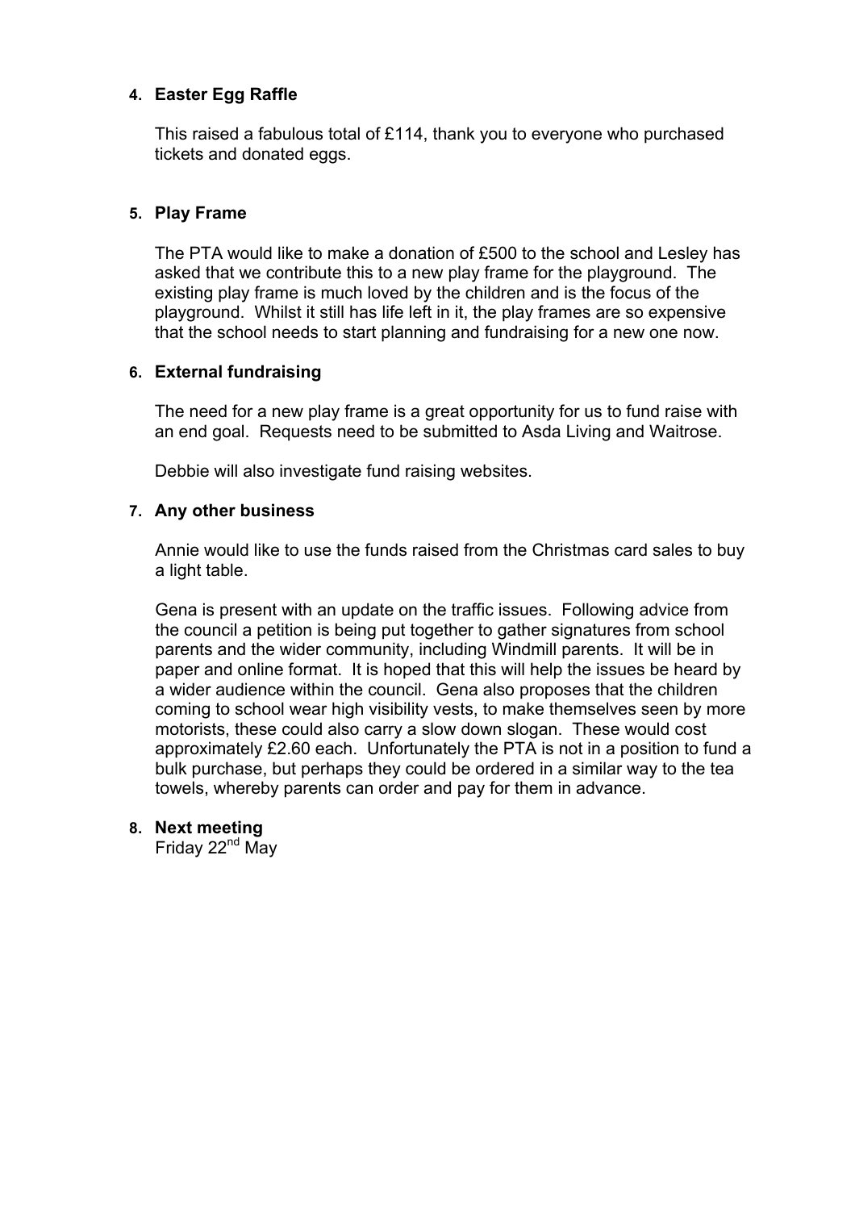**4. Easter Egg Raffle**

This raised a fabulous total of £114, thank you to everyone who purchased tickets and donated eggs.

**5. Play Frame**

The PTA would like to make a donation of £500 to the school and Lesley has asked that we contribute this to a new play frame for the playground. The existing play frame is much loved by the children and is the focus of the playground. Whilst it still has life left in it, the play frames are so expensive that the school needs to start planning and fundraising for a new one now.

**6. External fundraising**

The need for a new play frame is a great opportunity for us to fund raise with an end goal. Requests need to be submitted to Asda Living and Waitrose.

Debbie will also investigate fund raising websites.

**7. Any other business**

Annie would like to use the funds raised from the Christmas card sales to buy a light table.

Gena is present with an update on the traffic issues. Following advice from the council a petition is being put together to gather signatures from school parents and the wider community, including Windmill parents. It will be in paper and online format. It is hoped that this will help the issues be heard by a wider audience within the council. Gena also proposes that the children coming to school wear high visibility vests, to make themselves seen by more motorists, these could also carry a slow down slogan. These would cost approximately £2.60 each. Unfortunately the PTA is not in a position to fund a bulk purchase, but perhaps they could be ordered in a similar way to the tea towels, whereby parents can order and pay for them in advance.

**8. Next meeting**

Friday 22nd May